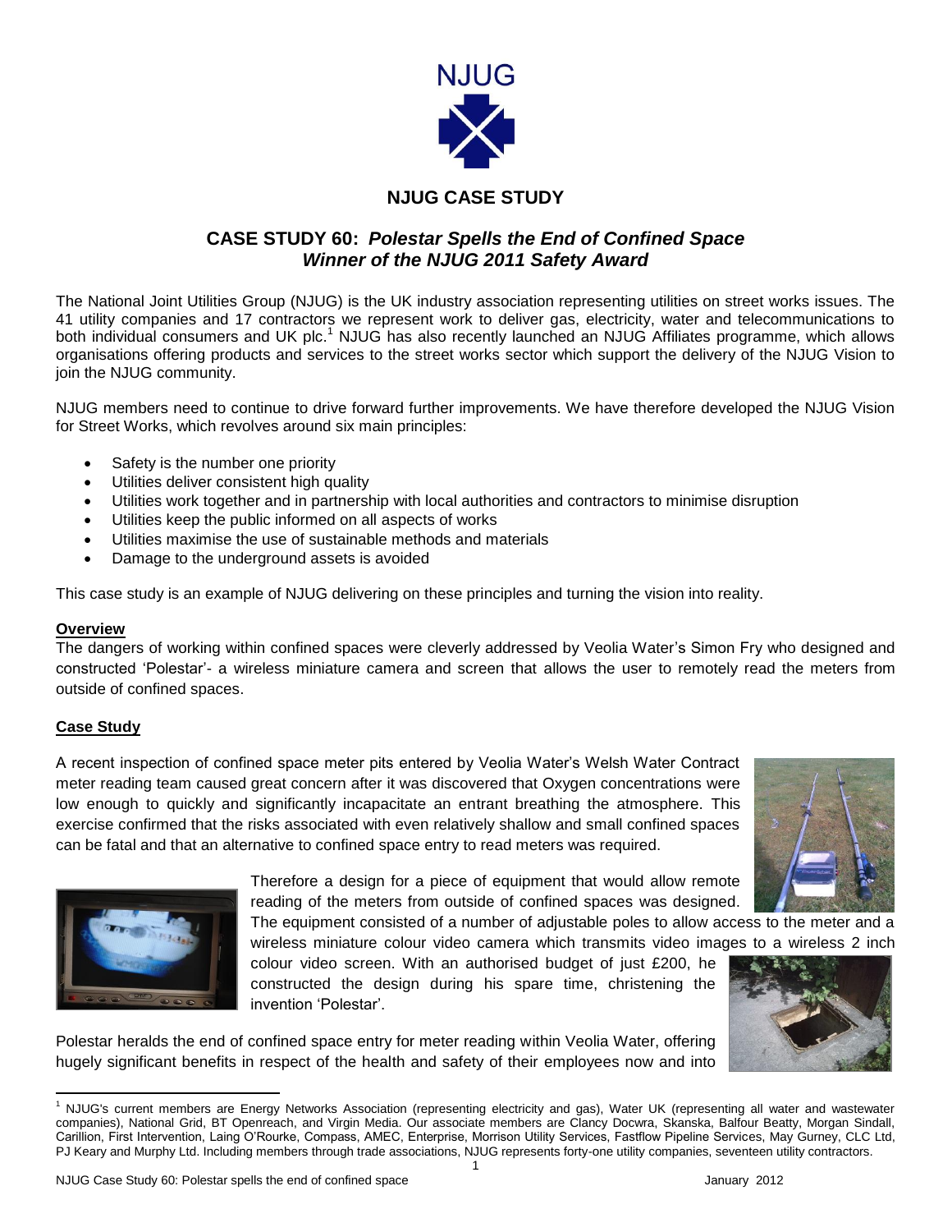NJUG

## NJUG CASE STUDY

# CASE STUDY 60: *Polestar Spells the End of Confined Space*
# *Winner of the NJUG 2011 Safety Award*

The National Joint Utilities Group (NJUG) is the UK industry association representing utilities on street works issues. The 41 utility companies and 17 contractors we represent work to deliver gas, electricity, water and telecommunications to both individual consumers and UK plc.[1] NJUG has also recently launched an NJUG Affiliates programme, which allows organisations offering products and services to the street works sector which support the delivery of the NJUG Vision to join the NJUG community.

NJUG members need to continue to drive forward further improvements. We have therefore developed the NJUG Vision for Street Works, which revolves around six main principles:

- Safety is the number one priority
- Utilities deliver consistent high quality
- Utilities work together and in partnership with local authorities and contractors to minimise disruption
- Utilities keep the public informed on all aspects of works
- Utilities maximise the use of sustainable methods and materials
- Damage to the underground assets is avoided

This case study is an example of NJUG delivering on these principles and turning the vision into reality.

### Overview

The dangers of working within confined spaces were cleverly addressed by Veolia Water's Simon Fry who designed and constructed 'Polestar'- a wireless miniature camera and screen that allows the user to remotely read the meters from outside of confined spaces.

### Case Study

A recent inspection of confined space meter pits entered by Veolia Water's Welsh Water Contract meter reading team caused great concern after it was discovered that Oxygen concentrations were low enough to quickly and significantly incapacitate an entrant breathing the atmosphere. This exercise confirmed that the risks associated with even relatively shallow and small confined spaces can be fatal and that an alternative to confined space entry to read meters was required.

Therefore a design for a piece of equipment that would allow remote reading of the meters from outside of confined spaces was designed. The equipment consisted of a number of adjustable poles to allow access to the meter and a wireless miniature colour video camera which transmits video images to a wireless 2 inch colour video screen. With an authorised budget of just £200, he constructed the design during his spare time, christening the invention 'Polestar'.

Polestar heralds the end of confined space entry for meter reading within Veolia Water, offering hugely significant benefits in respect of the health and safety of their employees now and into

[1] NJUG's current members are Energy Networks Association (representing electricity and gas), Water UK (representing all water and wastewater companies), National Grid, BT Openreach, and Virgin Media. Our associate members are Clancy Docwra, Skanska, Balfour Beatty, Morgan Sindall, Carillion, First Intervention, Laing O'Rourke, Compass, AMEC, Enterprise, Morrison Utility Services, Fastflow Pipeline Services, May Gurney, CLC Ltd, PJ Keary and Murphy Ltd. Including members through trade associations, NJUG represents forty-one utility companies, seventeen utility contractors.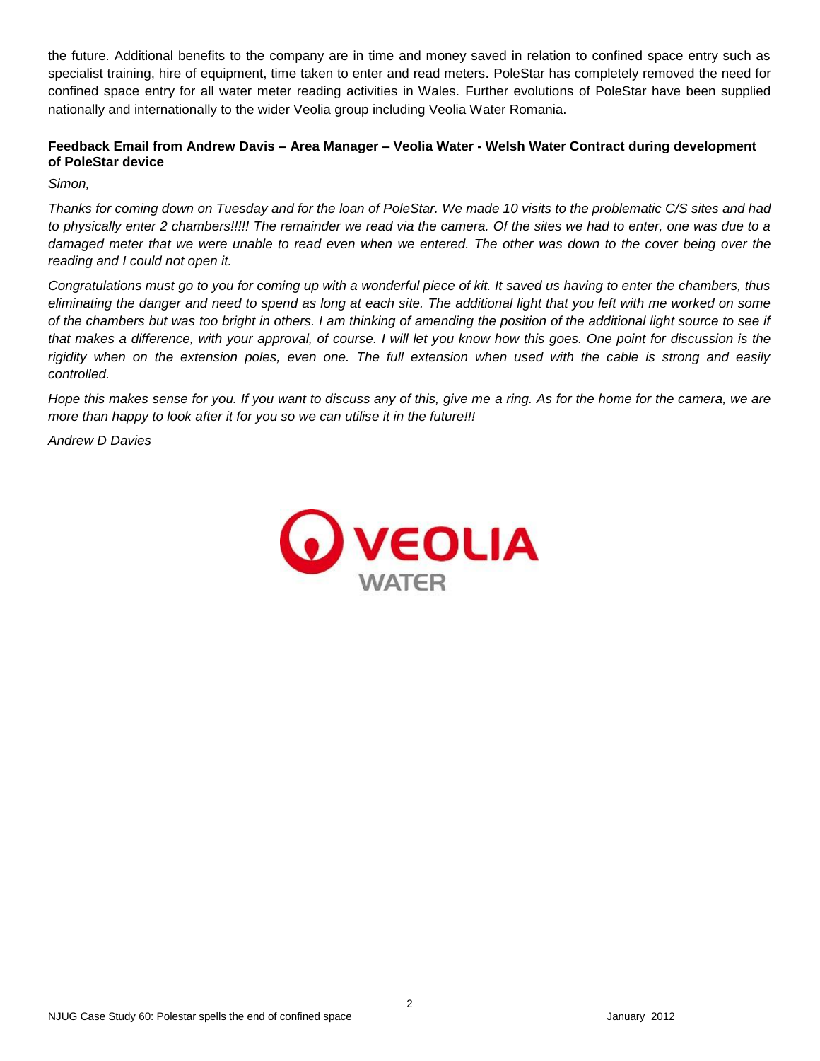the future. Additional benefits to the company are in time and money saved in relation to confined space entry such as specialist training, hire of equipment, time taken to enter and read meters. PoleStar has completely removed the need for confined space entry for all water meter reading activities in Wales. Further evolutions of PoleStar have been supplied nationally and internationally to the wider Veolia group including Veolia Water Romania.

**Feedback Email from Andrew Davis – Area Manager – Veolia Water - Welsh Water Contract during development of PoleStar device**

*Simon,*

*Thanks for coming down on Tuesday and for the loan of PoleStar. We made 10 visits to the problematic C/S sites and had to physically enter 2 chambers!!!!! The remainder we read via the camera. Of the sites we had to enter, one was due to a damaged meter that we were unable to read even when we entered. The other was down to the cover being over the reading and I could not open it.*

*Congratulations must go to you for coming up with a wonderful piece of kit. It saved us having to enter the chambers, thus eliminating the danger and need to spend as long at each site. The additional light that you left with me worked on some of the chambers but was too bright in others. I am thinking of amending the position of the additional light source to see if that makes a difference, with your approval, of course. I will let you know how this goes. One point for discussion is the rigidity when on the extension poles, even one. The full extension when used with the cable is strong and easily controlled.*

*Hope this makes sense for you. If you want to discuss any of this, give me a ring. As for the home for the camera, we are more than happy to look after it for you so we can utilise it in the future!!!*

*Andrew D Davies*

VEOLIA WATER